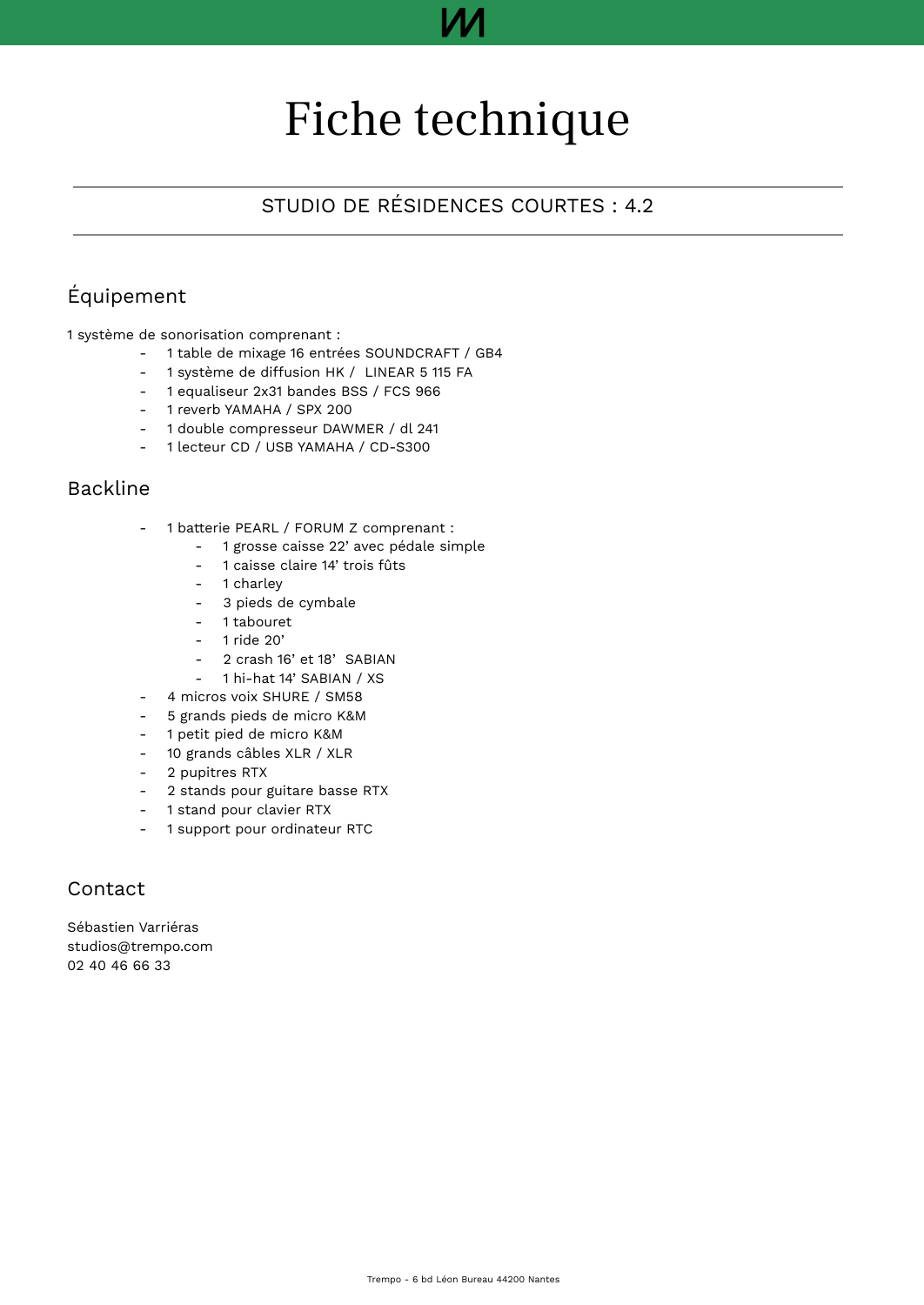# Fiche technique

## STUDIO DE RÉSIDENCES COURTES : 4.2

## Équipement

1 système de sonorisation comprenant :

- 1 table de mixage 16 entrées SOUNDCRAFT / GB4
- 1 système de diffusion HK / LINEAR 5 115 FA
- 1 equaliseur 2x31 bandes BSS / FCS 966
- 1 reverb YAMAHA / SPX 200
- 1 double compresseur DAWMER / dl 241
- 1 lecteur CD / USB YAMAHA / CD-S300

## Backline

- 1 batterie PEARL / FORUM Z comprenant :
  - 1 grosse caisse 22' avec pédale simple
  - 1 caisse claire 14' trois fûts
  - 1 charley
  - 3 pieds de cymbale
  - 1 tabouret
  - 1 ride 20'
  - 2 crash 16' et 18' SABIAN
  - 1 hi-hat 14' SABIAN / XS
- 4 micros voix SHURE / SM58
- 5 grands pieds de micro K&M
- 1 petit pied de micro K&M
- 10 grands câbles XLR / XLR
- 2 pupitres RTX
- 2 stands pour guitare basse RTX
- 1 stand pour clavier RTX
- 1 support pour ordinateur RTC

## Contact

Sébastien Varriéras
studios@trempo.com
02 40 46 66 33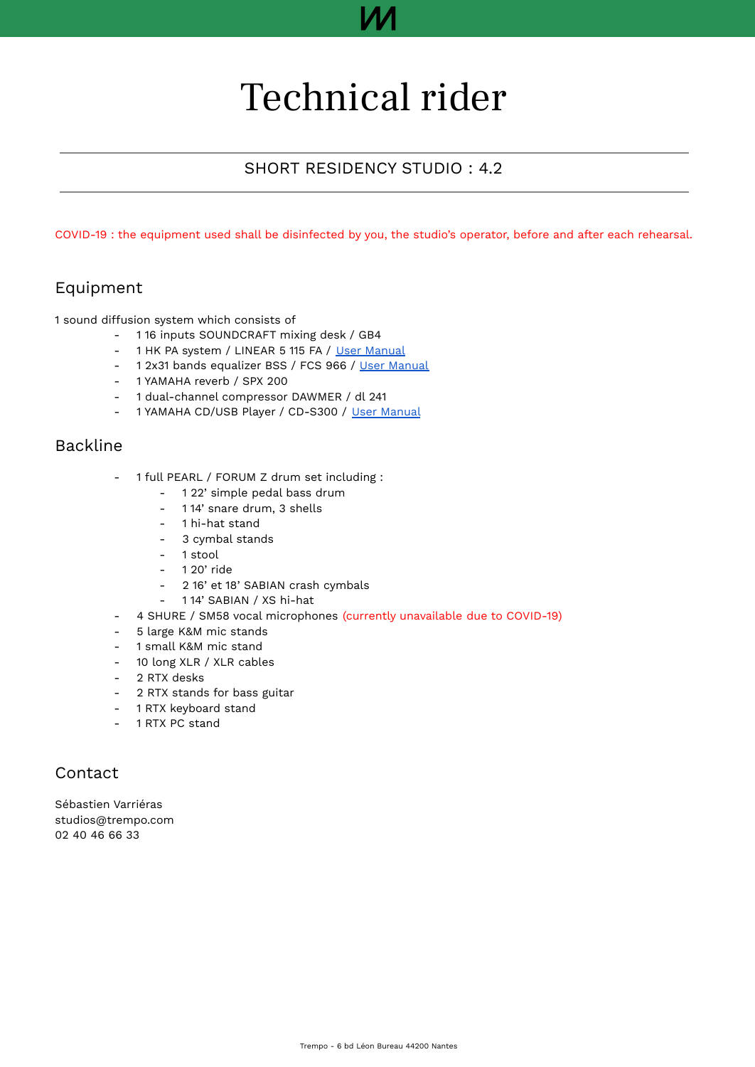# Technical rider

SHORT RESIDENCY STUDIO : 4.2

COVID-19 : the equipment used shall be disinfected by you, the studio's operator, before and after each rehearsal.

## Equipment

1 sound diffusion system which consists of

- 1 16 inputs SOUNDCRAFT mixing desk / GB4
- 1 HK PA system / LINEAR 5 115 FA / User Manual
- 1 2x31 bands equalizer BSS / FCS 966 / User Manual
- 1 YAMAHA reverb / SPX 200
- 1 dual-channel compressor DAWMER / dl 241
- 1 YAMAHA CD/USB Player / CD-S300 / User Manual

## Backline

- 1 full PEARL / FORUM Z drum set including :
  - 1 22' simple pedal bass drum
  - 1 14' snare drum, 3 shells
  - 1 hi-hat stand
  - 3 cymbal stands
  - 1 stool
  - 1 20' ride
  - 2 16' et 18' SABIAN crash cymbals
  - 1 14' SABIAN / XS hi-hat
- 4 SHURE / SM58 vocal microphones (currently unavailable due to COVID-19)
- 5 large K&M mic stands
- 1 small K&M mic stand
- 10 long XLR / XLR cables
- 2 RTX desks
- 2 RTX stands for bass guitar
- 1 RTX keyboard stand
- 1 RTX PC stand

## Contact

Sébastien Varriéras
studios@trempo.com
02 40 46 66 33

Trempo - 6 bd Léon Bureau 44200 Nantes